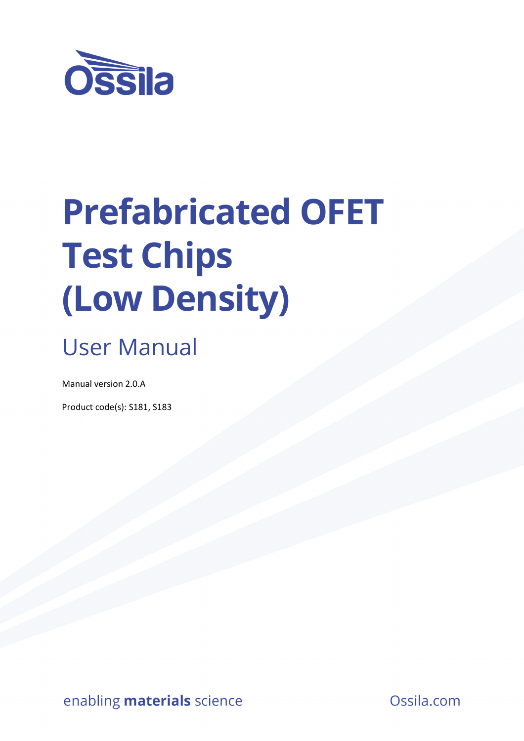Ossila

# Prefabricated OFET Test Chips (Low Density)

## User Manual

Manual version 2.0.A

Product code(s): S181, S183

enabling **materials** science

Ossila.com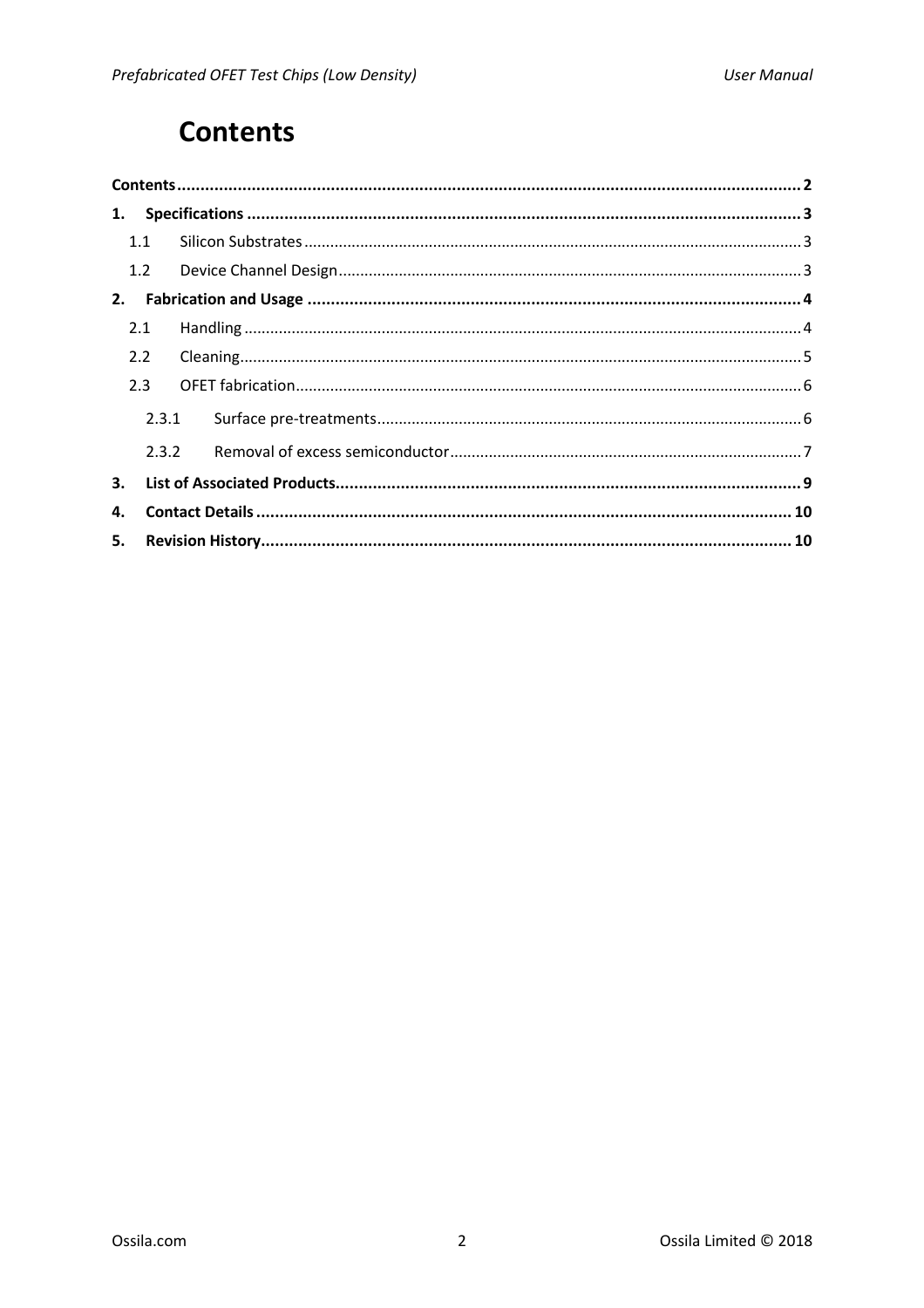# Contents

**Contents** .......... **2**

**1. Specifications** .......... **3**

- 1.1 Silicon Substrates .......... 3
- 1.2 Device Channel Design .......... 3

**2. Fabrication and Usage** .......... **4**

- 2.1 Handling .......... 4
- 2.2 Cleaning .......... 5
- 2.3 OFET fabrication .......... 6
  - 2.3.1 Surface pre-treatments .......... 6
  - 2.3.2 Removal of excess semiconductor .......... 7

**3. List of Associated Products** .......... **9**

**4. Contact Details** .......... **10**

**5. Revision History** .......... **10**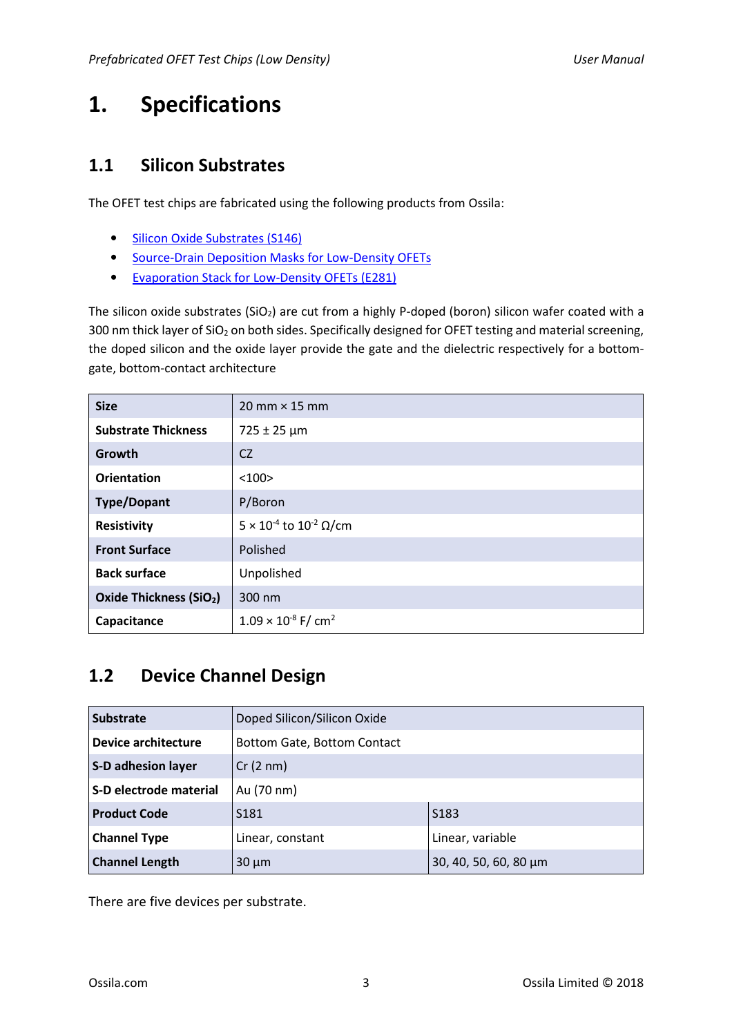# 1. Specifications

## 1.1 Silicon Substrates

The OFET test chips are fabricated using the following products from Ossila:

- Silicon Oxide Substrates (S146)
- Source-Drain Deposition Masks for Low-Density OFETs
- Evaporation Stack for Low-Density OFETs (E281)

The silicon oxide substrates ($SiO_2$) are cut from a highly P-doped (boron) silicon wafer coated with a 300 nm thick layer of $SiO_2$ on both sides. Specifically designed for OFET testing and material screening, the doped silicon and the oxide layer provide the gate and the dielectric respectively for a bottom-gate, bottom-contact architecture

| | |
|---|---|
| **Size** | 20 mm × 15 mm |
| **Substrate Thickness** | 725 ± 25 µm |
| **Growth** | CZ |
| **Orientation** | <100> |
| **Type/Dopant** | P/Boron |
| **Resistivity** | $5 \times 10^{-4}$ to $10^{-2}$ Ω/cm |
| **Front Surface** | Polished |
| **Back surface** | Unpolished |
| **Oxide Thickness ($SiO_2$)** | 300 nm |
| **Capacitance** | $1.09 \times 10^{-8}$ F/ $cm^2$ |

## 1.2 Device Channel Design

| | | |
|---|---|---|
| **Substrate** | Doped Silicon/Silicon Oxide | |
| **Device architecture** | Bottom Gate, Bottom Contact | |
| **S-D adhesion layer** | Cr (2 nm) | |
| **S-D electrode material** | Au (70 nm) | |
| **Product Code** | S181 | S183 |
| **Channel Type** | Linear, constant | Linear, variable |
| **Channel Length** | 30 µm | 30, 40, 50, 60, 80 µm |

There are five devices per substrate.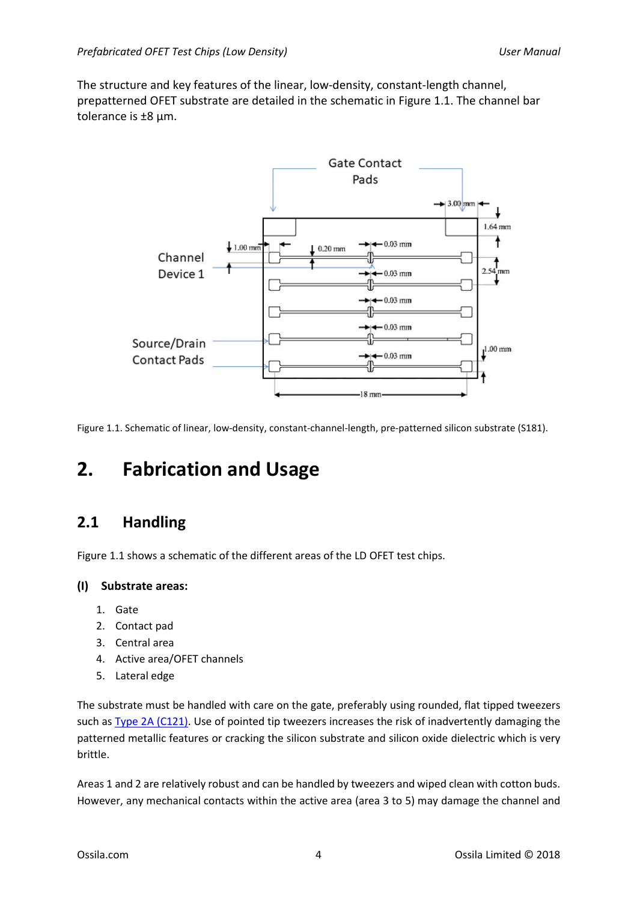The structure and key features of the linear, low-density, constant-length channel, prepatterned OFET substrate are detailed in the schematic in Figure 1.1. The channel bar tolerance is ±8 µm.

Figure 1.1. Schematic of linear, low-density, constant-channel-length, pre-patterned silicon substrate (S181).

# 2. Fabrication and Usage

## 2.1 Handling

Figure 1.1 shows a schematic of the different areas of the LD OFET test chips.

### (I) Substrate areas:

1. Gate
2. Contact pad
3. Central area
4. Active area/OFET channels
5. Lateral edge

The substrate must be handled with care on the gate, preferably using rounded, flat tipped tweezers such as Type 2A (C121). Use of pointed tip tweezers increases the risk of inadvertently damaging the patterned metallic features or cracking the silicon substrate and silicon oxide dielectric which is very brittle.

Areas 1 and 2 are relatively robust and can be handled by tweezers and wiped clean with cotton buds. However, any mechanical contacts within the active area (area 3 to 5) may damage the channel and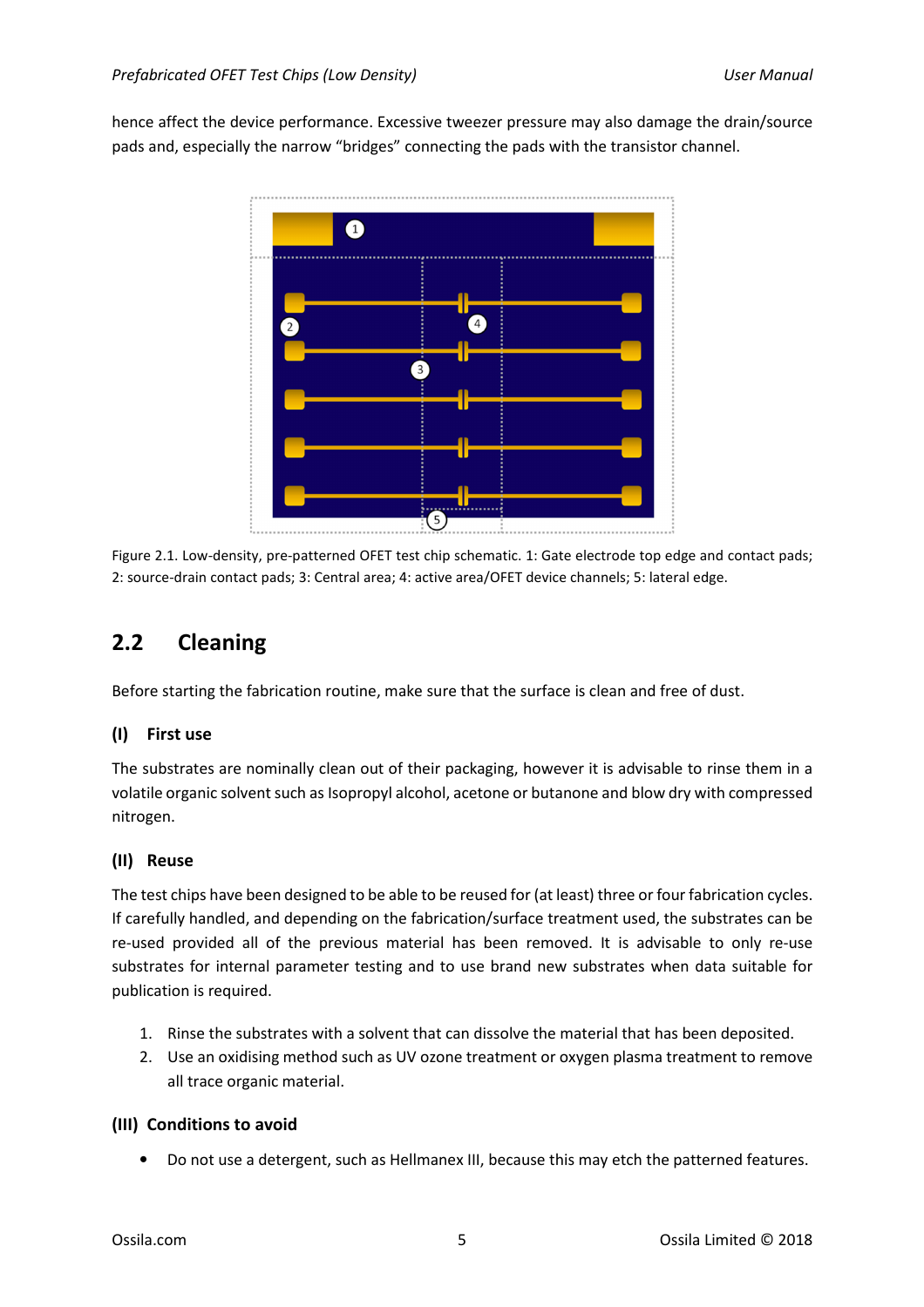hence affect the device performance. Excessive tweezer pressure may also damage the drain/source pads and, especially the narrow "bridges" connecting the pads with the transistor channel.

Figure 2.1. Low-density, pre-patterned OFET test chip schematic. 1: Gate electrode top edge and contact pads; 2: source-drain contact pads; 3: Central area; 4: active area/OFET device channels; 5: lateral edge.

## 2.2 Cleaning

Before starting the fabrication routine, make sure that the surface is clean and free of dust.

### (I) First use

The substrates are nominally clean out of their packaging, however it is advisable to rinse them in a volatile organic solvent such as Isopropyl alcohol, acetone or butanone and blow dry with compressed nitrogen.

### (II) Reuse

The test chips have been designed to be able to be reused for (at least) three or four fabrication cycles. If carefully handled, and depending on the fabrication/surface treatment used, the substrates can be re-used provided all of the previous material has been removed. It is advisable to only re-use substrates for internal parameter testing and to use brand new substrates when data suitable for publication is required.

1. Rinse the substrates with a solvent that can dissolve the material that has been deposited.
2. Use an oxidising method such as UV ozone treatment or oxygen plasma treatment to remove all trace organic material.

### (III) Conditions to avoid

- Do not use a detergent, such as Hellmanex III, because this may etch the patterned features.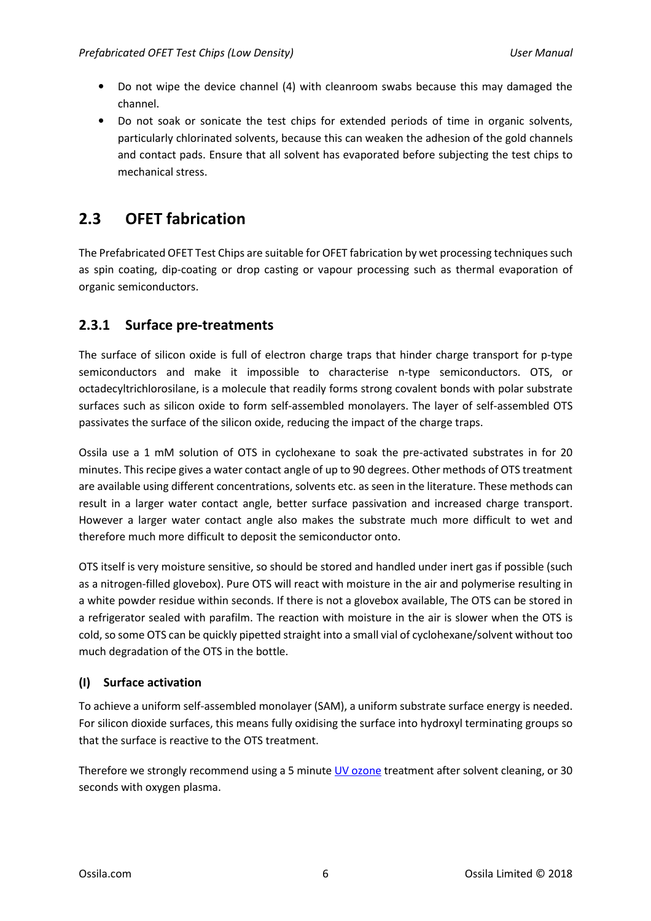- Do not wipe the device channel (4) with cleanroom swabs because this may damaged the channel.
- Do not soak or sonicate the test chips for extended periods of time in organic solvents, particularly chlorinated solvents, because this can weaken the adhesion of the gold channels and contact pads. Ensure that all solvent has evaporated before subjecting the test chips to mechanical stress.

## 2.3 OFET fabrication

The Prefabricated OFET Test Chips are suitable for OFET fabrication by wet processing techniques such as spin coating, dip-coating or drop casting or vapour processing such as thermal evaporation of organic semiconductors.

### 2.3.1 Surface pre-treatments

The surface of silicon oxide is full of electron charge traps that hinder charge transport for p-type semiconductors and make it impossible to characterise n-type semiconductors. OTS, or octadecyltrichlorosilane, is a molecule that readily forms strong covalent bonds with polar substrate surfaces such as silicon oxide to form self-assembled monolayers. The layer of self-assembled OTS passivates the surface of the silicon oxide, reducing the impact of the charge traps.

Ossila use a 1 mM solution of OTS in cyclohexane to soak the pre-activated substrates in for 20 minutes. This recipe gives a water contact angle of up to 90 degrees. Other methods of OTS treatment are available using different concentrations, solvents etc. as seen in the literature. These methods can result in a larger water contact angle, better surface passivation and increased charge transport. However a larger water contact angle also makes the substrate much more difficult to wet and therefore much more difficult to deposit the semiconductor onto.

OTS itself is very moisture sensitive, so should be stored and handled under inert gas if possible (such as a nitrogen-filled glovebox). Pure OTS will react with moisture in the air and polymerise resulting in a white powder residue within seconds. If there is not a glovebox available, The OTS can be stored in a refrigerator sealed with parafilm. The reaction with moisture in the air is slower when the OTS is cold, so some OTS can be quickly pipetted straight into a small vial of cyclohexane/solvent without too much degradation of the OTS in the bottle.

#### (I) Surface activation

To achieve a uniform self-assembled monolayer (SAM), a uniform substrate surface energy is needed. For silicon dioxide surfaces, this means fully oxidising the surface into hydroxyl terminating groups so that the surface is reactive to the OTS treatment.

Therefore we strongly recommend using a 5 minute UV ozone treatment after solvent cleaning, or 30 seconds with oxygen plasma.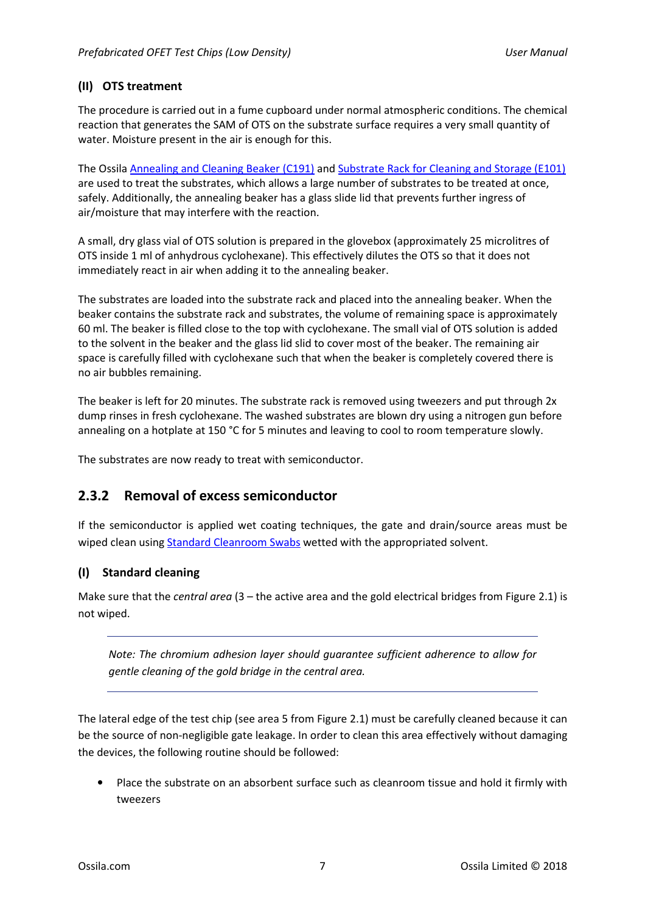### (II) OTS treatment

The procedure is carried out in a fume cupboard under normal atmospheric conditions. The chemical reaction that generates the SAM of OTS on the substrate surface requires a very small quantity of water. Moisture present in the air is enough for this.

The Ossila Annealing and Cleaning Beaker (C191) and Substrate Rack for Cleaning and Storage (E101) are used to treat the substrates, which allows a large number of substrates to be treated at once, safely. Additionally, the annealing beaker has a glass slide lid that prevents further ingress of air/moisture that may interfere with the reaction.

A small, dry glass vial of OTS solution is prepared in the glovebox (approximately 25 microlitres of OTS inside 1 ml of anhydrous cyclohexane). This effectively dilutes the OTS so that it does not immediately react in air when adding it to the annealing beaker.

The substrates are loaded into the substrate rack and placed into the annealing beaker. When the beaker contains the substrate rack and substrates, the volume of remaining space is approximately 60 ml. The beaker is filled close to the top with cyclohexane. The small vial of OTS solution is added to the solvent in the beaker and the glass lid slid to cover most of the beaker. The remaining air space is carefully filled with cyclohexane such that when the beaker is completely covered there is no air bubbles remaining.

The beaker is left for 20 minutes. The substrate rack is removed using tweezers and put through 2x dump rinses in fresh cyclohexane. The washed substrates are blown dry using a nitrogen gun before annealing on a hotplate at 150 °C for 5 minutes and leaving to cool to room temperature slowly.

The substrates are now ready to treat with semiconductor.

## 2.3.2 Removal of excess semiconductor

If the semiconductor is applied wet coating techniques, the gate and drain/source areas must be wiped clean using Standard Cleanroom Swabs wetted with the appropriated solvent.

### (I) Standard cleaning

Make sure that the *central area* (3 – the active area and the gold electrical bridges from Figure 2.1) is not wiped.

---

*Note: The chromium adhesion layer should guarantee sufficient adherence to allow for gentle cleaning of the gold bridge in the central area.*

---

The lateral edge of the test chip (see area 5 from Figure 2.1) must be carefully cleaned because it can be the source of non-negligible gate leakage. In order to clean this area effectively without damaging the devices, the following routine should be followed:

- Place the substrate on an absorbent surface such as cleanroom tissue and hold it firmly with tweezers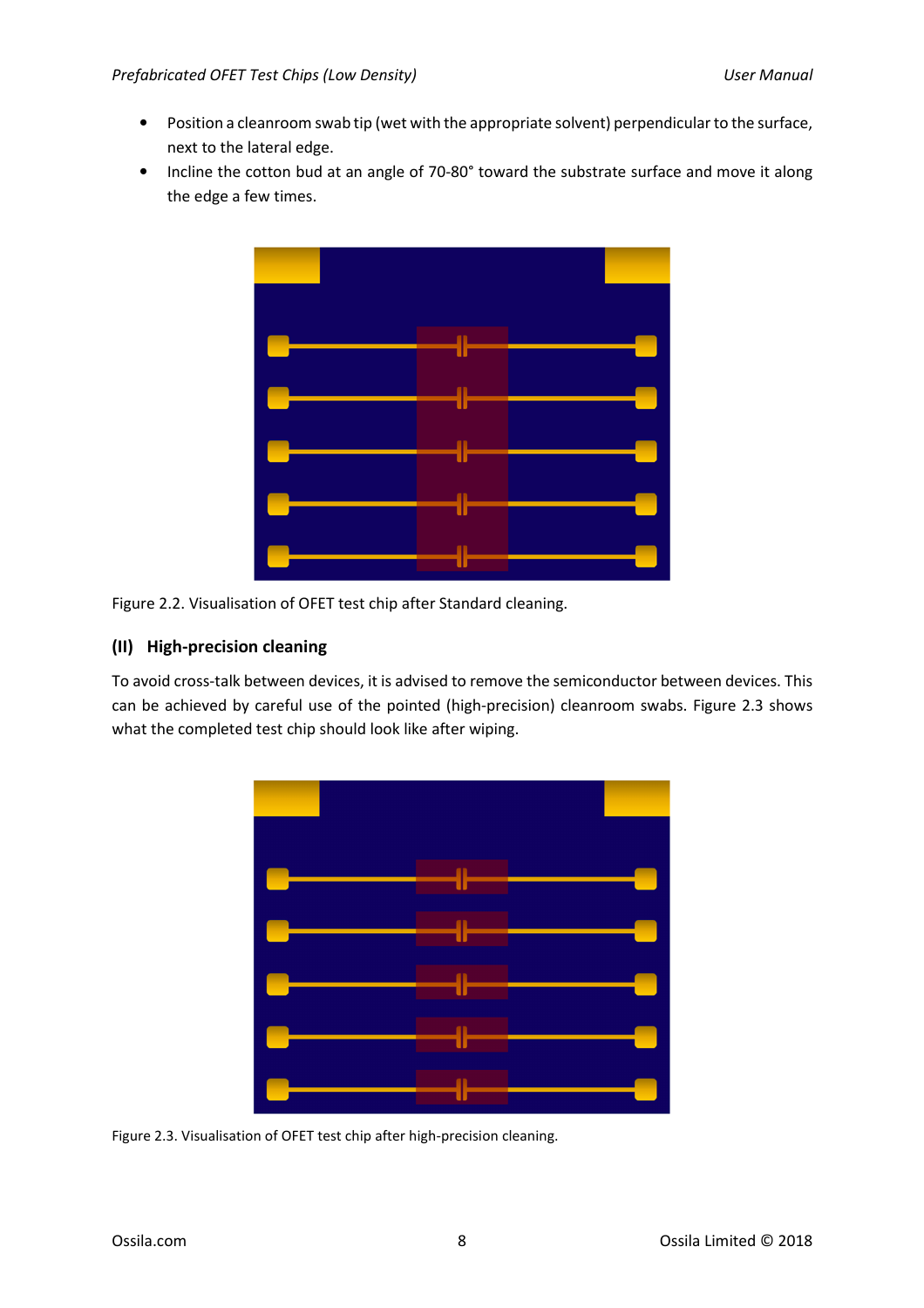- Position a cleanroom swab tip (wet with the appropriate solvent) perpendicular to the surface, next to the lateral edge.
- Incline the cotton bud at an angle of 70-80° toward the substrate surface and move it along the edge a few times.

Figure 2.2. Visualisation of OFET test chip after Standard cleaning.

### (II) High-precision cleaning

To avoid cross-talk between devices, it is advised to remove the semiconductor between devices. This can be achieved by careful use of the pointed (high-precision) cleanroom swabs. Figure 2.3 shows what the completed test chip should look like after wiping.

Figure 2.3. Visualisation of OFET test chip after high-precision cleaning.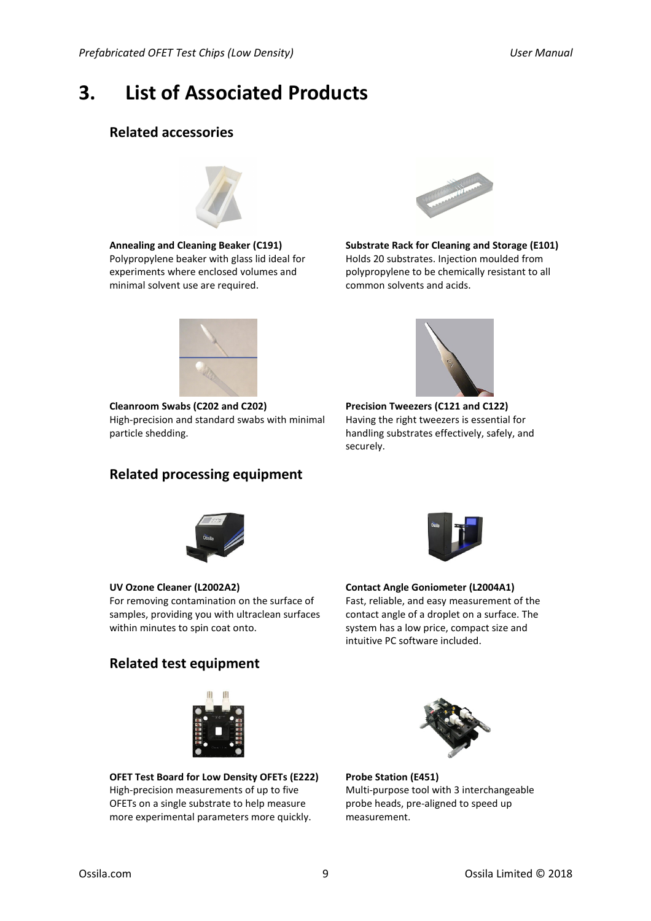# 3. List of Associated Products

## Related accessories

**Annealing and Cleaning Beaker (C191)**
Polypropylene beaker with glass lid ideal for experiments where enclosed volumes and minimal solvent use are required.

**Substrate Rack for Cleaning and Storage (E101)**
Holds 20 substrates. Injection moulded from polypropylene to be chemically resistant to all common solvents and acids.

**Cleanroom Swabs (C202 and C202)**
High-precision and standard swabs with minimal particle shedding.

**Precision Tweezers (C121 and C122)**
Having the right tweezers is essential for handling substrates effectively, safely, and securely.

## Related processing equipment

**UV Ozone Cleaner (L2002A2)**
For removing contamination on the surface of samples, providing you with ultraclean surfaces within minutes to spin coat onto.

**Contact Angle Goniometer (L2004A1)**
Fast, reliable, and easy measurement of the contact angle of a droplet on a surface. The system has a low price, compact size and intuitive PC software included.

## Related test equipment

**OFET Test Board for Low Density OFETs (E222)**
High-precision measurements of up to five OFETs on a single substrate to help measure more experimental parameters more quickly.

**Probe Station (E451)**
Multi-purpose tool with 3 interchangeable probe heads, pre-aligned to speed up measurement.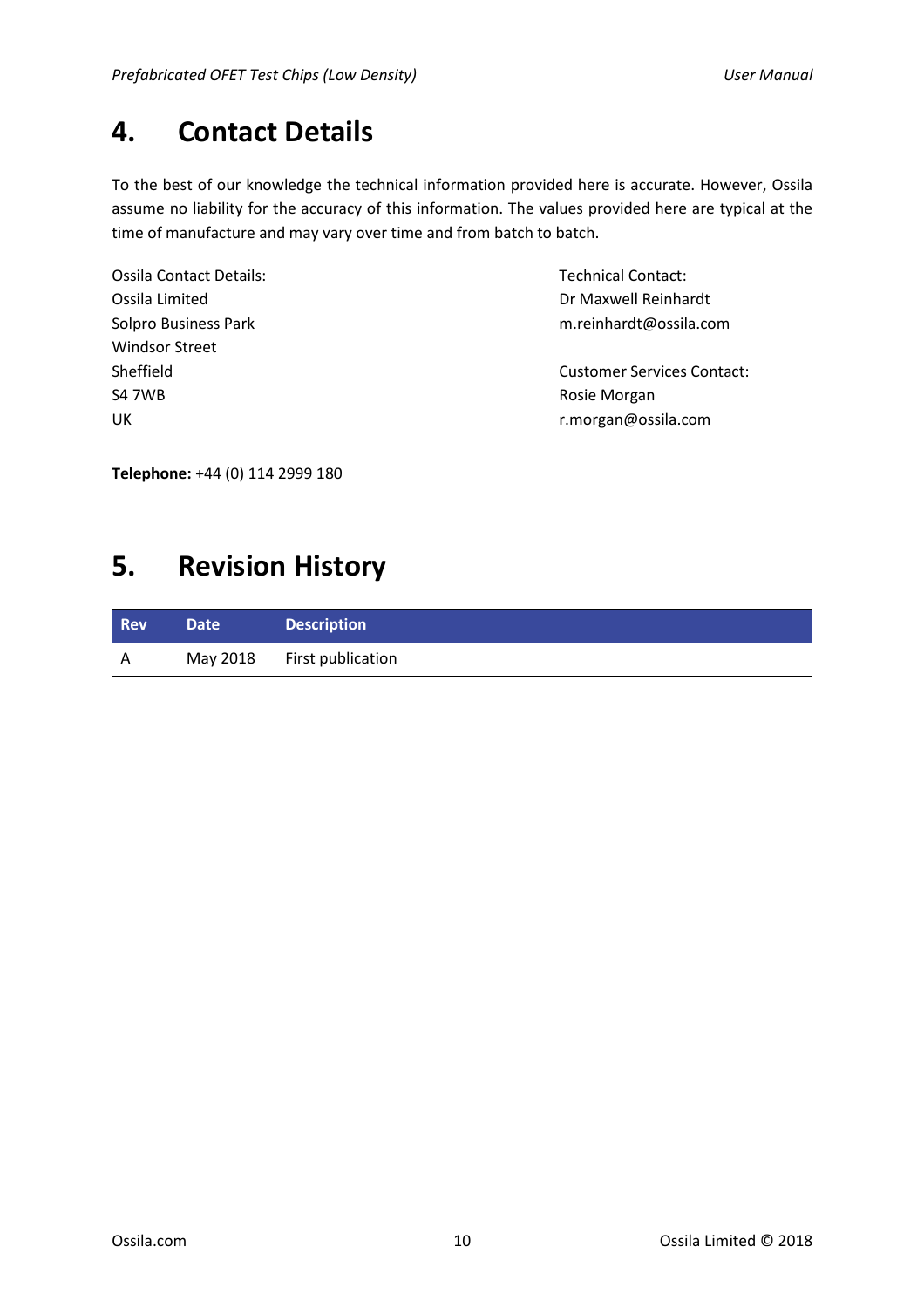# 4. Contact Details

To the best of our knowledge the technical information provided here is accurate. However, Ossila assume no liability for the accuracy of this information. The values provided here are typical at the time of manufacture and may vary over time and from batch to batch.

Ossila Contact Details:
Ossila Limited
Solpro Business Park
Windsor Street
Sheffield
S4 7WB
UK

Technical Contact:
Dr Maxwell Reinhardt
m.reinhardt@ossila.com

Customer Services Contact:
Rosie Morgan
r.morgan@ossila.com

**Telephone:** +44 (0) 114 2999 180

# 5. Revision History

| Rev | Date | Description |
|---|---|---|
| A | May 2018 | First publication |